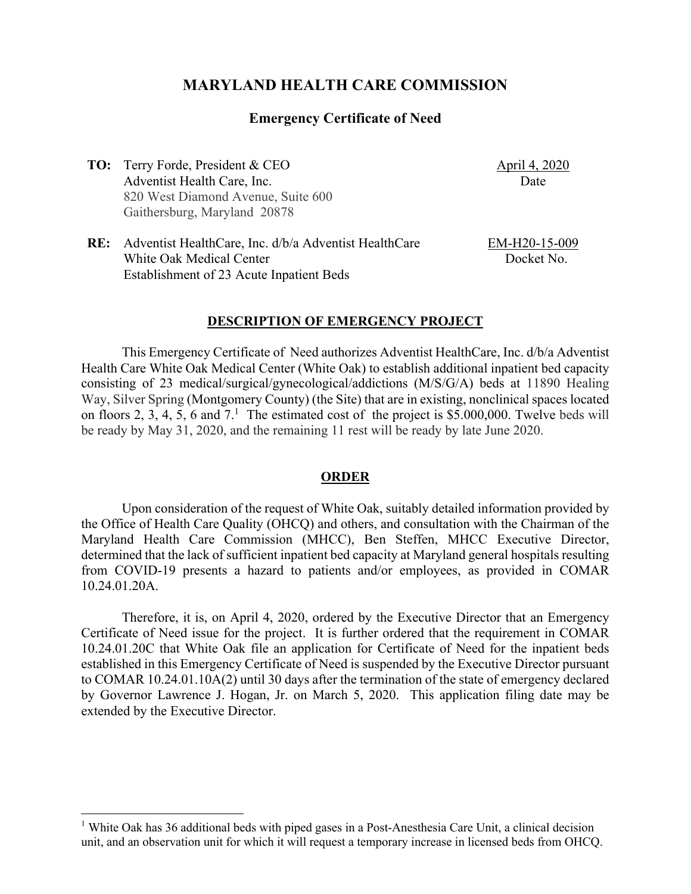# MARYLAND HEALTH CARE COMMISSION

## Emergency Certificate of Need

| | | |
|---|---|---|
| **TO:** | Terry Forde, President & CEO<br>Adventist Health Care, Inc.<br>820 West Diamond Avenue, Suite 600<br>Gaithersburg, Maryland 20878 | April 4, 2020<br>Date |
| **RE:** | Adventist HealthCare, Inc. d/b/a Adventist HealthCare<br>White Oak Medical Center<br>Establishment of 23 Acute Inpatient Beds | EM-H20-15-009<br>Docket No. |

### DESCRIPTION OF EMERGENCY PROJECT

This Emergency Certificate of Need authorizes Adventist HealthCare, Inc. d/b/a Adventist Health Care White Oak Medical Center (White Oak) to establish additional inpatient bed capacity consisting of 23 medical/surgical/gynecological/addictions (M/S/G/A) beds at 11890 Healing Way, Silver Spring (Montgomery County) (the Site) that are in existing, nonclinical spaces located on floors 2, 3, 4, 5, 6 and 7.[1] The estimated cost of the project is $5.000,000. Twelve beds will be ready by May 31, 2020, and the remaining 11 rest will be ready by late June 2020.

### ORDER

Upon consideration of the request of White Oak, suitably detailed information provided by the Office of Health Care Quality (OHCQ) and others, and consultation with the Chairman of the Maryland Health Care Commission (MHCC), Ben Steffen, MHCC Executive Director, determined that the lack of sufficient inpatient bed capacity at Maryland general hospitals resulting from COVID-19 presents a hazard to patients and/or employees, as provided in COMAR 10.24.01.20A.

Therefore, it is, on April 4, 2020, ordered by the Executive Director that an Emergency Certificate of Need issue for the project. It is further ordered that the requirement in COMAR 10.24.01.20C that White Oak file an application for Certificate of Need for the inpatient beds established in this Emergency Certificate of Need is suspended by the Executive Director pursuant to COMAR 10.24.01.10A(2) until 30 days after the termination of the state of emergency declared by Governor Lawrence J. Hogan, Jr. on March 5, 2020. This application filing date may be extended by the Executive Director.

---

[1] White Oak has 36 additional beds with piped gases in a Post-Anesthesia Care Unit, a clinical decision unit, and an observation unit for which it will request a temporary increase in licensed beds from OHCQ.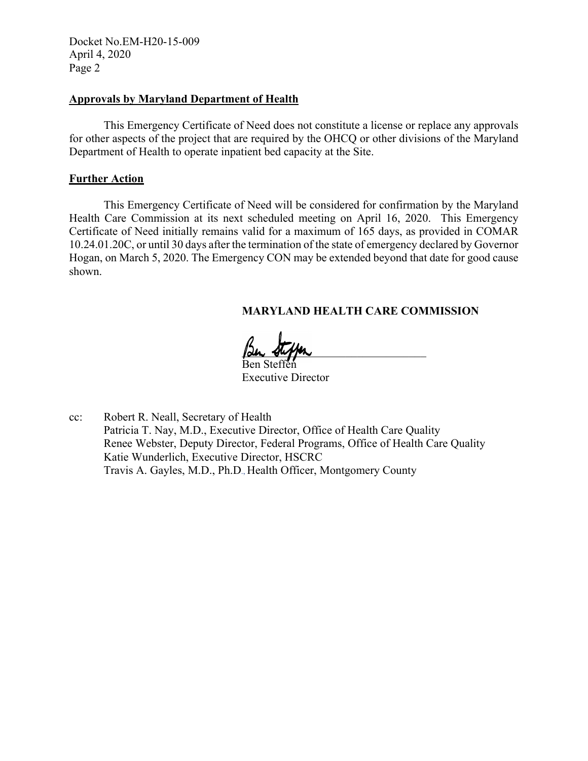**Approvals by Maryland Department of Health**

This Emergency Certificate of Need does not constitute a license or replace any approvals for other aspects of the project that are required by the OHCQ or other divisions of the Maryland Department of Health to operate inpatient bed capacity at the Site.

**Further Action**

This Emergency Certificate of Need will be considered for confirmation by the Maryland Health Care Commission at its next scheduled meeting on April 16, 2020. This Emergency Certificate of Need initially remains valid for a maximum of 165 days, as provided in COMAR 10.24.01.20C, or until 30 days after the termination of the state of emergency declared by Governor Hogan, on March 5, 2020. The Emergency CON may be extended beyond that date for good cause shown.

**MARYLAND HEALTH CARE COMMISSION**

Ben Steffen
Executive Director

cc: Robert R. Neall, Secretary of Health
Patricia T. Nay, M.D., Executive Director, Office of Health Care Quality
Renee Webster, Deputy Director, Federal Programs, Office of Health Care Quality
Katie Wunderlich, Executive Director, HSCRC
Travis A. Gayles, M.D., Ph.D., Health Officer, Montgomery County